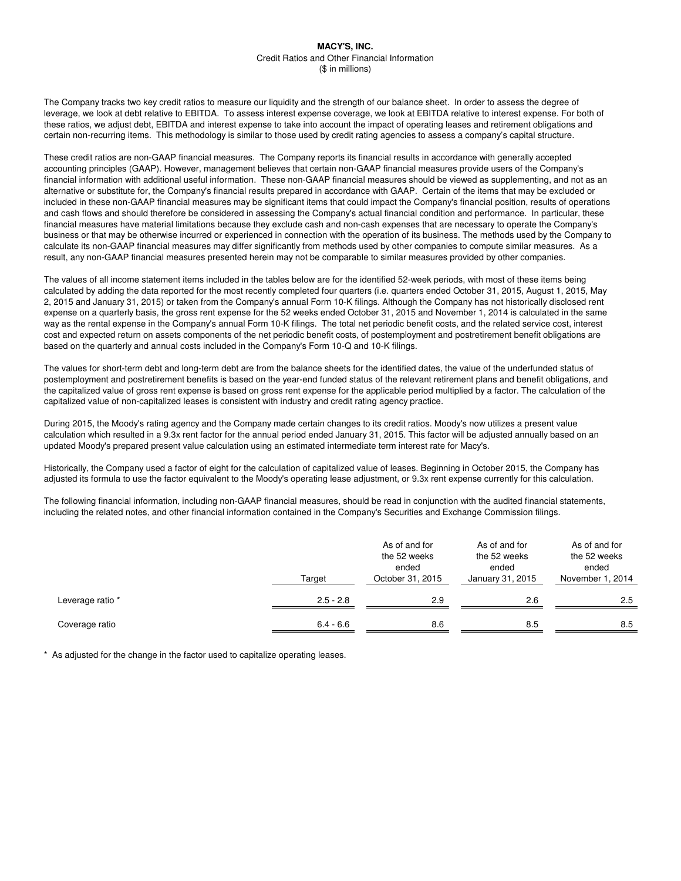# MACY'S, INC.

Credit Ratios and Other Financial Information
($ in millions)

The Company tracks two key credit ratios to measure our liquidity and the strength of our balance sheet. In order to assess the degree of leverage, we look at debt relative to EBITDA. To assess interest expense coverage, we look at EBITDA relative to interest expense. For both of these ratios, we adjust debt, EBITDA and interest expense to take into account the impact of operating leases and retirement obligations and certain non-recurring items. This methodology is similar to those used by credit rating agencies to assess a company's capital structure.

These credit ratios are non-GAAP financial measures. The Company reports its financial results in accordance with generally accepted accounting principles (GAAP). However, management believes that certain non-GAAP financial measures provide users of the Company's financial information with additional useful information. These non-GAAP financial measures should be viewed as supplementing, and not as an alternative or substitute for, the Company's financial results prepared in accordance with GAAP. Certain of the items that may be excluded or included in these non-GAAP financial measures may be significant items that could impact the Company's financial position, results of operations and cash flows and should therefore be considered in assessing the Company's actual financial condition and performance. In particular, these financial measures have material limitations because they exclude cash and non-cash expenses that are necessary to operate the Company's business or that may be otherwise incurred or experienced in connection with the operation of its business. The methods used by the Company to calculate its non-GAAP financial measures may differ significantly from methods used by other companies to compute similar measures. As a result, any non-GAAP financial measures presented herein may not be comparable to similar measures provided by other companies.

The values of all income statement items included in the tables below are for the identified 52-week periods, with most of these items being calculated by adding the data reported for the most recently completed four quarters (i.e. quarters ended October 31, 2015, August 1, 2015, May 2, 2015 and January 31, 2015) or taken from the Company's annual Form 10-K filings. Although the Company has not historically disclosed rent expense on a quarterly basis, the gross rent expense for the 52 weeks ended October 31, 2015 and November 1, 2014 is calculated in the same way as the rental expense in the Company's annual Form 10-K filings. The total net periodic benefit costs, and the related service cost, interest cost and expected return on assets components of the net periodic benefit costs, of postemployment and postretirement benefit obligations are based on the quarterly and annual costs included in the Company's Form 10-Q and 10-K filings.

The values for short-term debt and long-term debt are from the balance sheets for the identified dates, the value of the underfunded status of postemployment and postretirement benefits is based on the year-end funded status of the relevant retirement plans and benefit obligations, and the capitalized value of gross rent expense is based on gross rent expense for the applicable period multiplied by a factor. The calculation of the capitalized value of non-capitalized leases is consistent with industry and credit rating agency practice.

During 2015, the Moody's rating agency and the Company made certain changes to its credit ratios. Moody's now utilizes a present value calculation which resulted in a 9.3x rent factor for the annual period ended January 31, 2015. This factor will be adjusted annually based on an updated Moody's prepared present value calculation using an estimated intermediate term interest rate for Macy's.

Historically, the Company used a factor of eight for the calculation of capitalized value of leases. Beginning in October 2015, the Company has adjusted its formula to use the factor equivalent to the Moody's operating lease adjustment, or 9.3x rent expense currently for this calculation.

The following financial information, including non-GAAP financial measures, should be read in conjunction with the audited financial statements, including the related notes, and other financial information contained in the Company's Securities and Exchange Commission filings.

| | Target | As of and for the 52 weeks ended October 31, 2015 | As of and for the 52 weeks ended January 31, 2015 | As of and for the 52 weeks ended November 1, 2014 |
|---|---|---|---|---|
| Leverage ratio * | 2.5 - 2.8 | 2.9 | 2.6 | 2.5 |
| Coverage ratio | 6.4 - 6.6 | 8.6 | 8.5 | 8.5 |

* As adjusted for the change in the factor used to capitalize operating leases.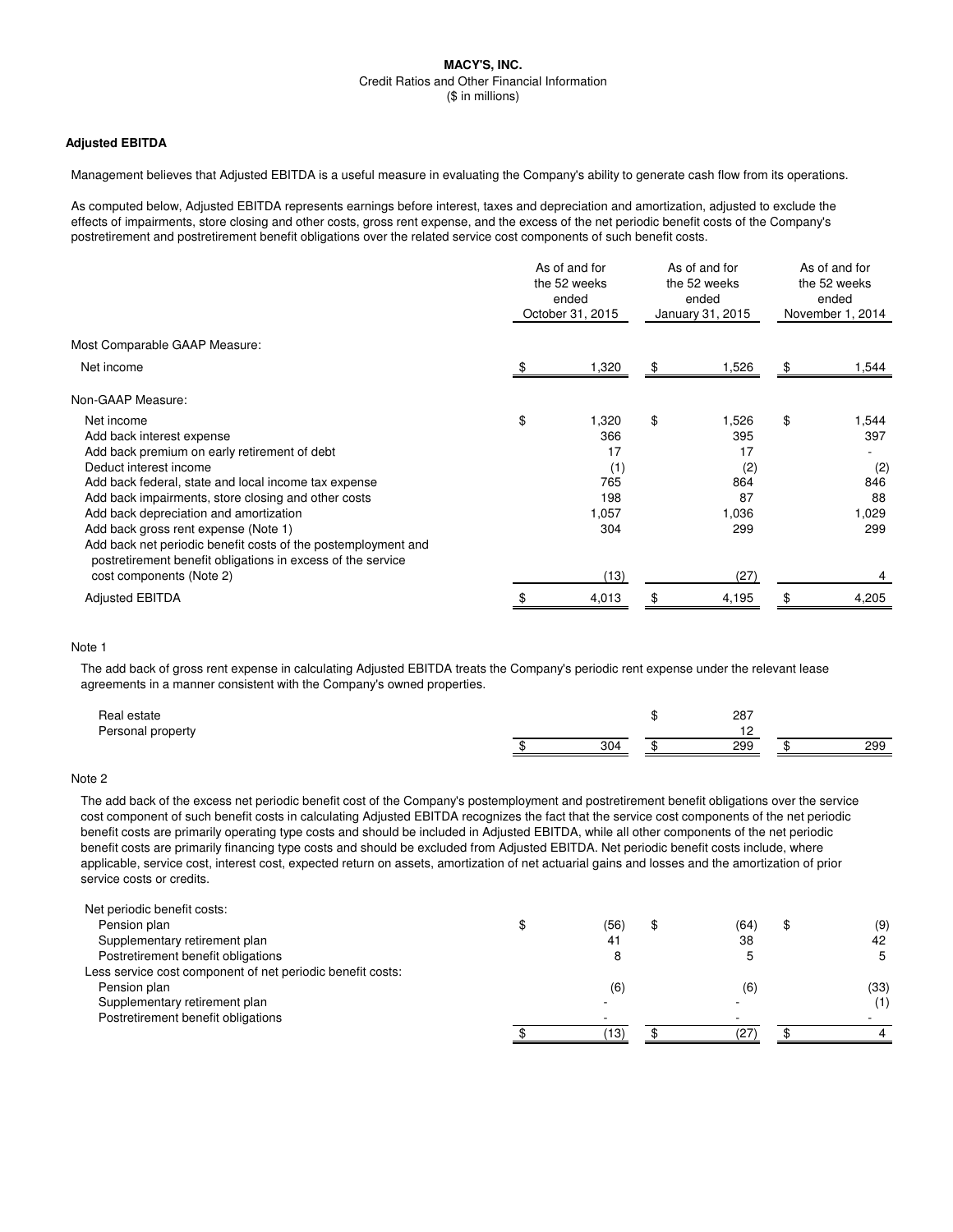**MACY'S, INC.**
Credit Ratios and Other Financial Information
($ in millions)

### Adjusted EBITDA

Management believes that Adjusted EBITDA is a useful measure in evaluating the Company's ability to generate cash flow from its operations.

As computed below, Adjusted EBITDA represents earnings before interest, taxes and depreciation and amortization, adjusted to exclude the effects of impairments, store closing and other costs, gross rent expense, and the excess of the net periodic benefit costs of the Company's postretirement and postretirement benefit obligations over the related service cost components of such benefit costs.

| | As of and for the 52 weeks ended October 31, 2015 | As of and for the 52 weeks ended January 31, 2015 | As of and for the 52 weeks ended November 1, 2014 |
|---|---|---|---|
| Most Comparable GAAP Measure: | | | |
| Net income | $ 1,320 | $ 1,526 | $ 1,544 |
| Non-GAAP Measure: | | | |
| Net income | $ 1,320 | $ 1,526 | $ 1,544 |
| Add back interest expense | 366 | 395 | 397 |
| Add back premium on early retirement of debt | 17 | 17 | - |
| Deduct interest income | (1) | (2) | (2) |
| Add back federal, state and local income tax expense | 765 | 864 | 846 |
| Add back impairments, store closing and other costs | 198 | 87 | 88 |
| Add back depreciation and amortization | 1,057 | 1,036 | 1,029 |
| Add back gross rent expense (Note 1) | 304 | 299 | 299 |
| Add back net periodic benefit costs of the postemployment and postretirement benefit obligations in excess of the service cost components (Note 2) | (13) | (27) | 4 |
| Adjusted EBITDA | $ 4,013 | $ 4,195 | $ 4,205 |

Note 1

The add back of gross rent expense in calculating Adjusted EBITDA treats the Company's periodic rent expense under the relevant lease agreements in a manner consistent with the Company's owned properties.

| | | | |
|---|---|---|---|
| Real estate | | $ 287 | |
| Personal property | | 12 | |
| | $ 304 | $ 299 | $ 299 |

Note 2

The add back of the excess net periodic benefit cost of the Company's postemployment and postretirement benefit obligations over the service cost component of such benefit costs in calculating Adjusted EBITDA recognizes the fact that the service cost components of the net periodic benefit costs are primarily operating type costs and should be included in Adjusted EBITDA, while all other components of the net periodic benefit costs are primarily financing type costs and should be excluded from Adjusted EBITDA. Net periodic benefit costs include, where applicable, service cost, interest cost, expected return on assets, amortization of net actuarial gains and losses and the amortization of prior service costs or credits.

| | | | |
|---|---|---|---|
| Net periodic benefit costs: | | | |
| Pension plan | $ (56) | $ (64) | $ (9) |
| Supplementary retirement plan | 41 | 38 | 42 |
| Postretirement benefit obligations | 8 | 5 | 5 |
| Less service cost component of net periodic benefit costs: | | | |
| Pension plan | (6) | (6) | (33) |
| Supplementary retirement plan | - | - | (1) |
| Postretirement benefit obligations | - | - | - |
| | $ (13) | $ (27) | $ 4 |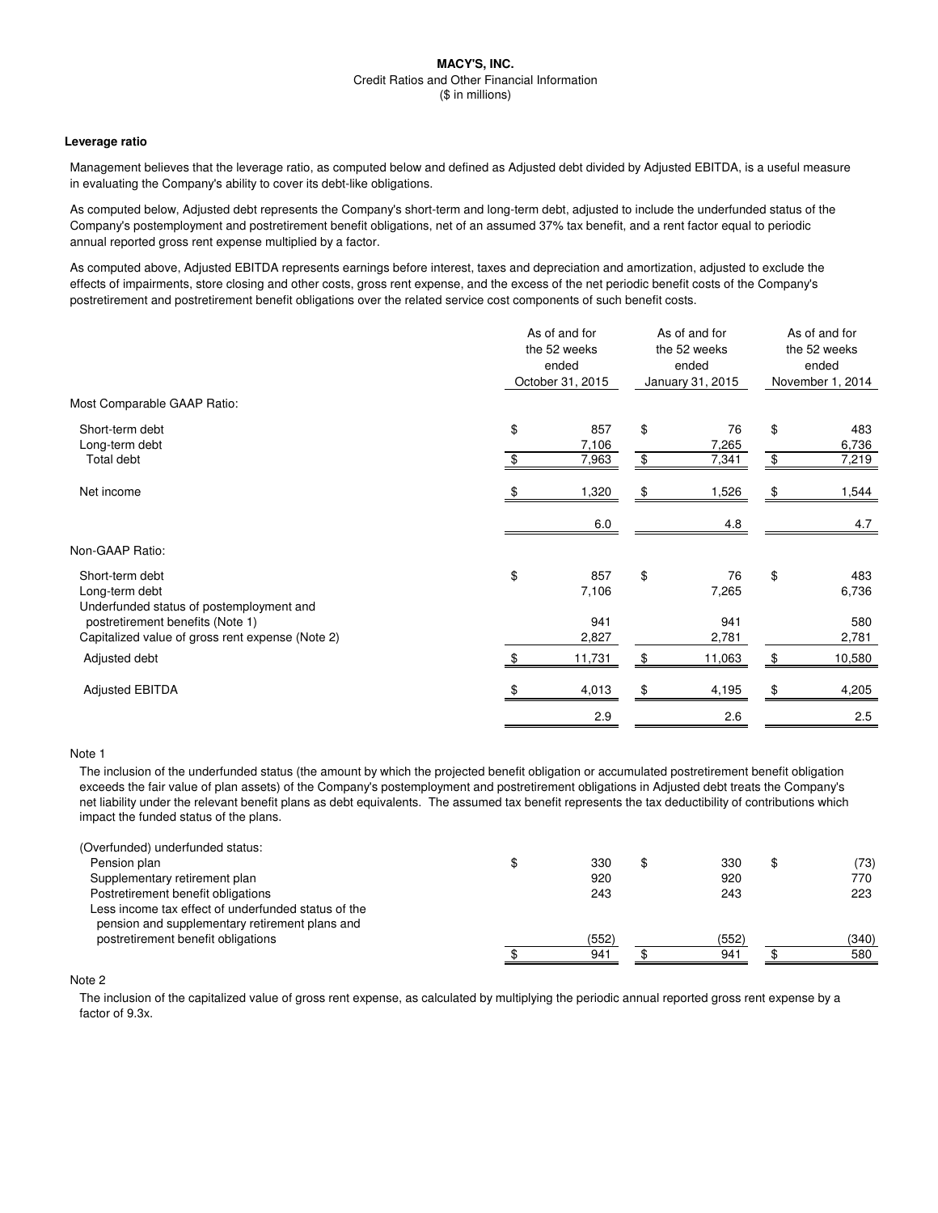**MACY'S, INC.**

Credit Ratios and Other Financial Information

($ in millions)

**Leverage ratio**

Management believes that the leverage ratio, as computed below and defined as Adjusted debt divided by Adjusted EBITDA, is a useful measure in evaluating the Company's ability to cover its debt-like obligations.

As computed below, Adjusted debt represents the Company's short-term and long-term debt, adjusted to include the underfunded status of the Company's postemployment and postretirement benefit obligations, net of an assumed 37% tax benefit, and a rent factor equal to periodic annual reported gross rent expense multiplied by a factor.

As computed above, Adjusted EBITDA represents earnings before interest, taxes and depreciation and amortization, adjusted to exclude the effects of impairments, store closing and other costs, gross rent expense, and the excess of the net periodic benefit costs of the Company's postretirement and postretirement benefit obligations over the related service cost components of such benefit costs.

| | As of and for the 52 weeks ended October 31, 2015 | As of and for the 52 weeks ended January 31, 2015 | As of and for the 52 weeks ended November 1, 2014 |
|---|---|---|---|
| Most Comparable GAAP Ratio: | | | |
| Short-term debt | $ 857 | $ 76 | $ 483 |
| Long-term debt | 7,106 | 7,265 | 6,736 |
| Total debt | $ 7,963 | $ 7,341 | $ 7,219 |
| Net income | $ 1,320 | $ 1,526 | $ 1,544 |
| | 6.0 | 4.8 | 4.7 |
| Non-GAAP Ratio: | | | |
| Short-term debt | $ 857 | $ 76 | $ 483 |
| Long-term debt | 7,106 | 7,265 | 6,736 |
| Underfunded status of postemployment and postretirement benefits (Note 1) | 941 | 941 | 580 |
| Capitalized value of gross rent expense (Note 2) | 2,827 | 2,781 | 2,781 |
| Adjusted debt | $ 11,731 | $ 11,063 | $ 10,580 |
| Adjusted EBITDA | $ 4,013 | $ 4,195 | $ 4,205 |
| | 2.9 | 2.6 | 2.5 |

Note 1

The inclusion of the underfunded status (the amount by which the projected benefit obligation or accumulated postretirement benefit obligation exceeds the fair value of plan assets) of the Company's postemployment and postretirement obligations in Adjusted debt treats the Company's net liability under the relevant benefit plans as debt equivalents. The assumed tax benefit represents the tax deductibility of contributions which impact the funded status of the plans.

| (Overfunded) underfunded status: | | | |
|---|---|---|---|
| Pension plan | $ 330 | $ 330 | $ (73) |
| Supplementary retirement plan | 920 | 920 | 770 |
| Postretirement benefit obligations | 243 | 243 | 223 |
| Less income tax effect of underfunded status of the pension and supplementary retirement plans and postretirement benefit obligations | (552) | (552) | (340) |
| | $ 941 | $ 941 | $ 580 |

Note 2

The inclusion of the capitalized value of gross rent expense, as calculated by multiplying the periodic annual reported gross rent expense by a factor of 9.3x.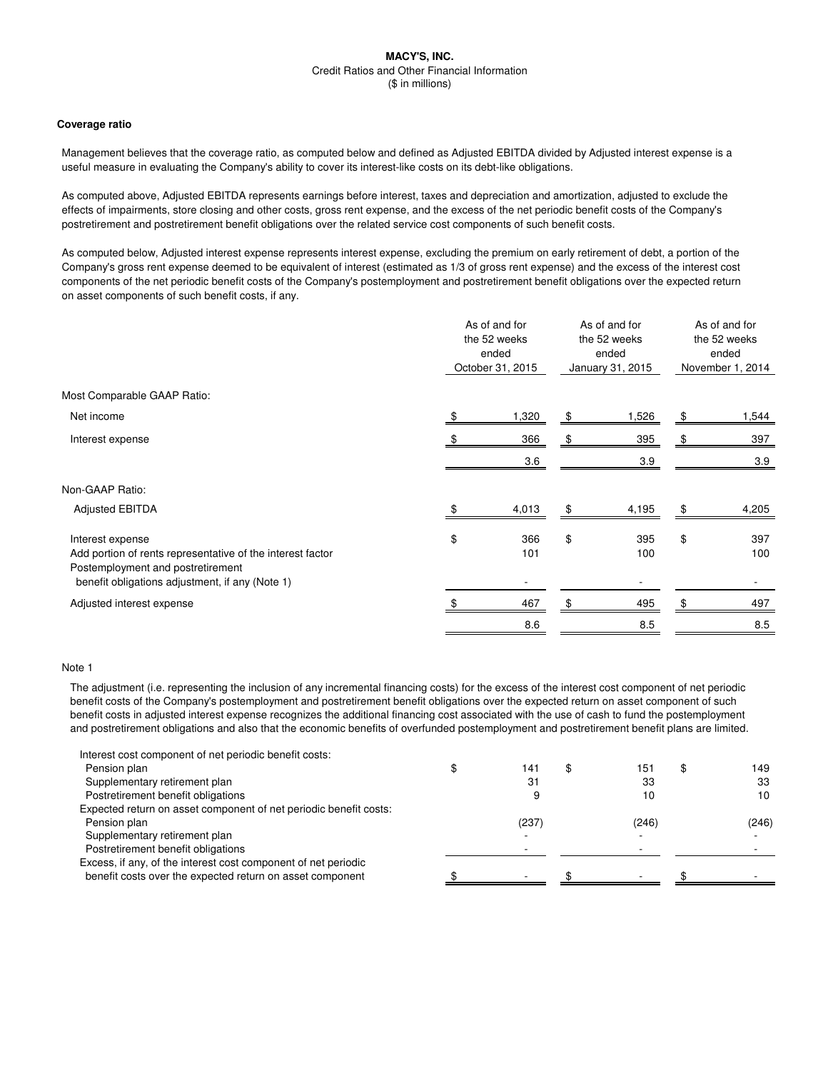**MACY'S, INC.**
Credit Ratios and Other Financial Information
($ in millions)

**Coverage ratio**

Management believes that the coverage ratio, as computed below and defined as Adjusted EBITDA divided by Adjusted interest expense is a useful measure in evaluating the Company's ability to cover its interest-like costs on its debt-like obligations.

As computed above, Adjusted EBITDA represents earnings before interest, taxes and depreciation and amortization, adjusted to exclude the effects of impairments, store closing and other costs, gross rent expense, and the excess of the net periodic benefit costs of the Company's postretirement and postretirement benefit obligations over the related service cost components of such benefit costs.

As computed below, Adjusted interest expense represents interest expense, excluding the premium on early retirement of debt, a portion of the Company's gross rent expense deemed to be equivalent of interest (estimated as 1/3 of gross rent expense) and the excess of the interest cost components of the net periodic benefit costs of the Company's postemployment and postretirement benefit obligations over the expected return on asset components of such benefit costs, if any.

| | As of and for the 52 weeks ended October 31, 2015 | As of and for the 52 weeks ended January 31, 2015 | As of and for the 52 weeks ended November 1, 2014 |
|---|---|---|---|
| Most Comparable GAAP Ratio: | | | |
| Net income | $ 1,320 | $ 1,526 | $ 1,544 |
| Interest expense | $ 366 | $ 395 | $ 397 |
| | 3.6 | 3.9 | 3.9 |
| Non-GAAP Ratio: | | | |
| Adjusted EBITDA | $ 4,013 | $ 4,195 | $ 4,205 |
| Interest expense | $ 366 | $ 395 | $ 397 |
| Add portion of rents representative of the interest factor | 101 | 100 | 100 |
| Postemployment and postretirement benefit obligations adjustment, if any (Note 1) | - | - | - |
| Adjusted interest expense | $ 467 | $ 495 | $ 497 |
| | 8.6 | 8.5 | 8.5 |

Note 1

The adjustment (i.e. representing the inclusion of any incremental financing costs) for the excess of the interest cost component of net periodic benefit costs of the Company's postemployment and postretirement benefit obligations over the expected return on asset component of such benefit costs in adjusted interest expense recognizes the additional financing cost associated with the use of cash to fund the postemployment and postretirement obligations and also that the economic benefits of overfunded postemployment and postretirement benefit plans are limited.

| | | | |
|---|---|---|---|
| Interest cost component of net periodic benefit costs: | | | |
| Pension plan | $ 141 | $ 151 | $ 149 |
| Supplementary retirement plan | 31 | 33 | 33 |
| Postretirement benefit obligations | 9 | 10 | 10 |
| Expected return on asset component of net periodic benefit costs: | | | |
| Pension plan | (237) | (246) | (246) |
| Supplementary retirement plan | - | - | - |
| Postretirement benefit obligations | - | - | - |
| Excess, if any, of the interest cost component of net periodic benefit costs over the expected return on asset component | $ - | $ - | $ - |